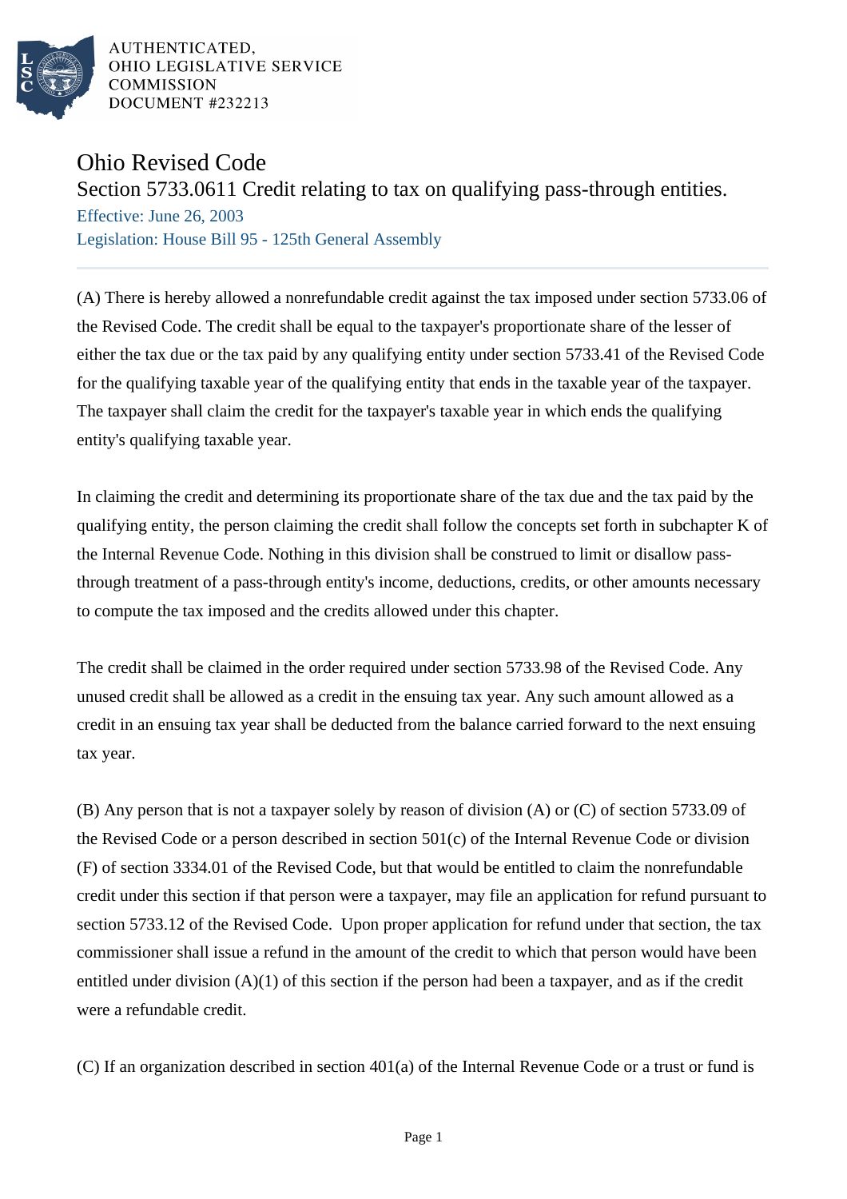AUTHENTICATED, OHIO LEGISLATIVE SERVICE COMMISSION DOCUMENT #232213

# Ohio Revised Code

## Section 5733.0611 Credit relating to tax on qualifying pass-through entities.

Effective: June 26, 2003

Legislation: House Bill 95 - 125th General Assembly

(A) There is hereby allowed a nonrefundable credit against the tax imposed under section 5733.06 of the Revised Code. The credit shall be equal to the taxpayer's proportionate share of the lesser of either the tax due or the tax paid by any qualifying entity under section 5733.41 of the Revised Code for the qualifying taxable year of the qualifying entity that ends in the taxable year of the taxpayer. The taxpayer shall claim the credit for the taxpayer's taxable year in which ends the qualifying entity's qualifying taxable year.

In claiming the credit and determining its proportionate share of the tax due and the tax paid by the qualifying entity, the person claiming the credit shall follow the concepts set forth in subchapter K of the Internal Revenue Code. Nothing in this division shall be construed to limit or disallow pass-through treatment of a pass-through entity's income, deductions, credits, or other amounts necessary to compute the tax imposed and the credits allowed under this chapter.

The credit shall be claimed in the order required under section 5733.98 of the Revised Code. Any unused credit shall be allowed as a credit in the ensuing tax year. Any such amount allowed as a credit in an ensuing tax year shall be deducted from the balance carried forward to the next ensuing tax year.

(B) Any person that is not a taxpayer solely by reason of division (A) or (C) of section 5733.09 of the Revised Code or a person described in section 501(c) of the Internal Revenue Code or division (F) of section 3334.01 of the Revised Code, but that would be entitled to claim the nonrefundable credit under this section if that person were a taxpayer, may file an application for refund pursuant to section 5733.12 of the Revised Code. Upon proper application for refund under that section, the tax commissioner shall issue a refund in the amount of the credit to which that person would have been entitled under division (A)(1) of this section if the person had been a taxpayer, and as if the credit were a refundable credit.

(C) If an organization described in section 401(a) of the Internal Revenue Code or a trust or fund is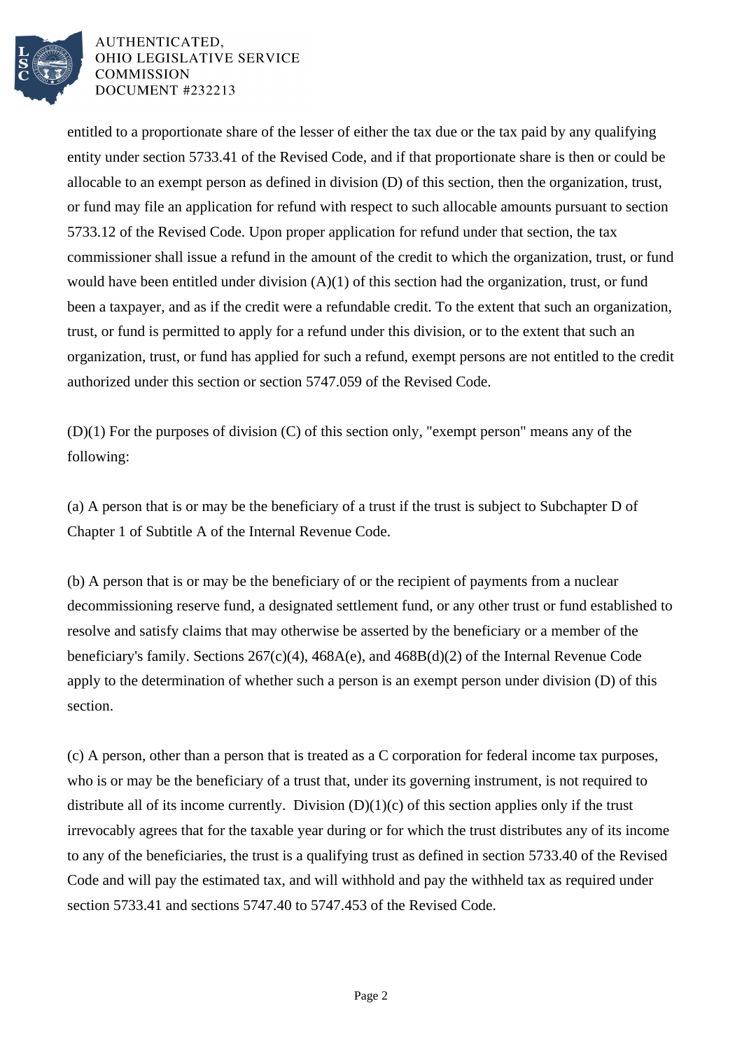entitled to a proportionate share of the lesser of either the tax due or the tax paid by any qualifying entity under section 5733.41 of the Revised Code, and if that proportionate share is then or could be allocable to an exempt person as defined in division (D) of this section, then the organization, trust, or fund may file an application for refund with respect to such allocable amounts pursuant to section 5733.12 of the Revised Code. Upon proper application for refund under that section, the tax commissioner shall issue a refund in the amount of the credit to which the organization, trust, or fund would have been entitled under division (A)(1) of this section had the organization, trust, or fund been a taxpayer, and as if the credit were a refundable credit. To the extent that such an organization, trust, or fund is permitted to apply for a refund under this division, or to the extent that such an organization, trust, or fund has applied for such a refund, exempt persons are not entitled to the credit authorized under this section or section 5747.059 of the Revised Code.

(D)(1) For the purposes of division (C) of this section only, "exempt person" means any of the following:

(a) A person that is or may be the beneficiary of a trust if the trust is subject to Subchapter D of Chapter 1 of Subtitle A of the Internal Revenue Code.

(b) A person that is or may be the beneficiary of or the recipient of payments from a nuclear decommissioning reserve fund, a designated settlement fund, or any other trust or fund established to resolve and satisfy claims that may otherwise be asserted by the beneficiary or a member of the beneficiary's family. Sections 267(c)(4), 468A(e), and 468B(d)(2) of the Internal Revenue Code apply to the determination of whether such a person is an exempt person under division (D) of this section.

(c) A person, other than a person that is treated as a C corporation for federal income tax purposes, who is or may be the beneficiary of a trust that, under its governing instrument, is not required to distribute all of its income currently. Division (D)(1)(c) of this section applies only if the trust irrevocably agrees that for the taxable year during or for which the trust distributes any of its income to any of the beneficiaries, the trust is a qualifying trust as defined in section 5733.40 of the Revised Code and will pay the estimated tax, and will withhold and pay the withheld tax as required under section 5733.41 and sections 5747.40 to 5747.453 of the Revised Code.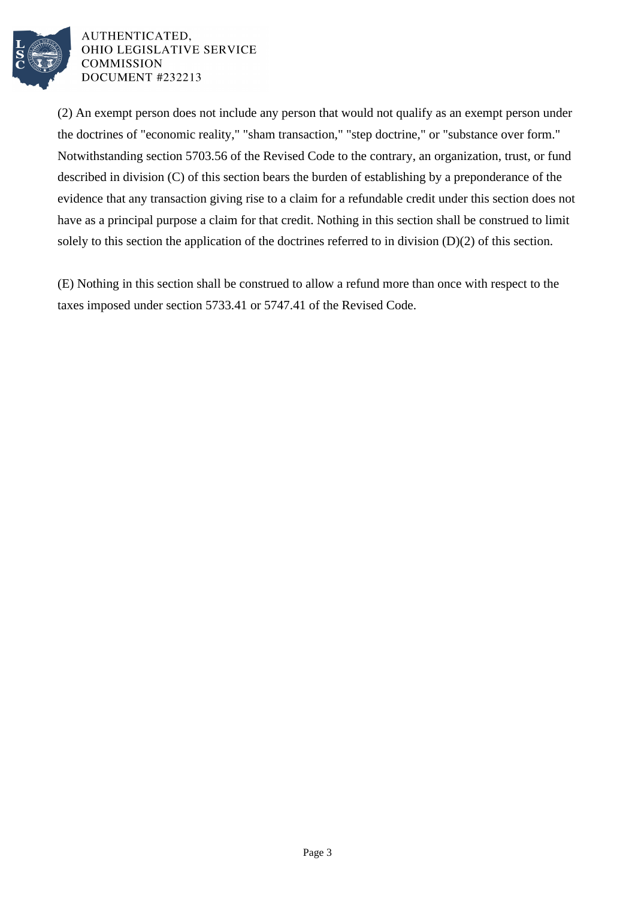(2) An exempt person does not include any person that would not qualify as an exempt person under the doctrines of "economic reality," "sham transaction," "step doctrine," or "substance over form." Notwithstanding section 5703.56 of the Revised Code to the contrary, an organization, trust, or fund described in division (C) of this section bears the burden of establishing by a preponderance of the evidence that any transaction giving rise to a claim for a refundable credit under this section does not have as a principal purpose a claim for that credit. Nothing in this section shall be construed to limit solely to this section the application of the doctrines referred to in division (D)(2) of this section.

(E) Nothing in this section shall be construed to allow a refund more than once with respect to the taxes imposed under section 5733.41 or 5747.41 of the Revised Code.